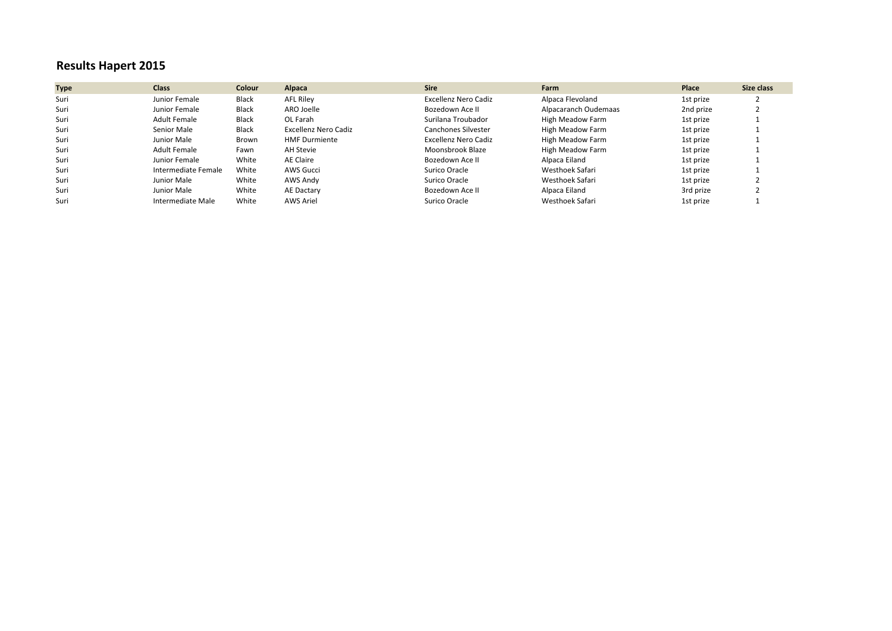## Results Hapert 2015

| Type | Class | Colour | Alpaca | Sire | Farm | Place | Size class |
|---|---|---|---|---|---|---|---|
| Suri | Junior Female | Black | AFL Riley | Excellenz Nero Cadiz | Alpaca Flevoland | 1st prize | 2 |
| Suri | Junior Female | Black | ARO Joelle | Bozedown Ace II | Alpacaranch Oudemaas | 2nd prize | 2 |
| Suri | Adult Female | Black | OL Farah | Surilana Troubador | High Meadow Farm | 1st prize | 1 |
| Suri | Senior Male | Black | Excellenz Nero Cadiz | Canchones Silvester | High Meadow Farm | 1st prize | 1 |
| Suri | Junior Male | Brown | HMF Durmiente | Excellenz Nero Cadiz | High Meadow Farm | 1st prize | 1 |
| Suri | Adult Female | Fawn | AH Stevie | Moonsbrook Blaze | High Meadow Farm | 1st prize | 1 |
| Suri | Junior Female | White | AE Claire | Bozedown Ace II | Alpaca Eiland | 1st prize | 1 |
| Suri | Intermediate Female | White | AWS Gucci | Surico Oracle | Westhoek Safari | 1st prize | 1 |
| Suri | Junior Male | White | AWS Andy | Surico Oracle | Westhoek Safari | 1st prize | 2 |
| Suri | Junior Male | White | AE Dactary | Bozedown Ace II | Alpaca Eiland | 3rd prize | 2 |
| Suri | Intermediate Male | White | AWS Ariel | Surico Oracle | Westhoek Safari | 1st prize | 1 |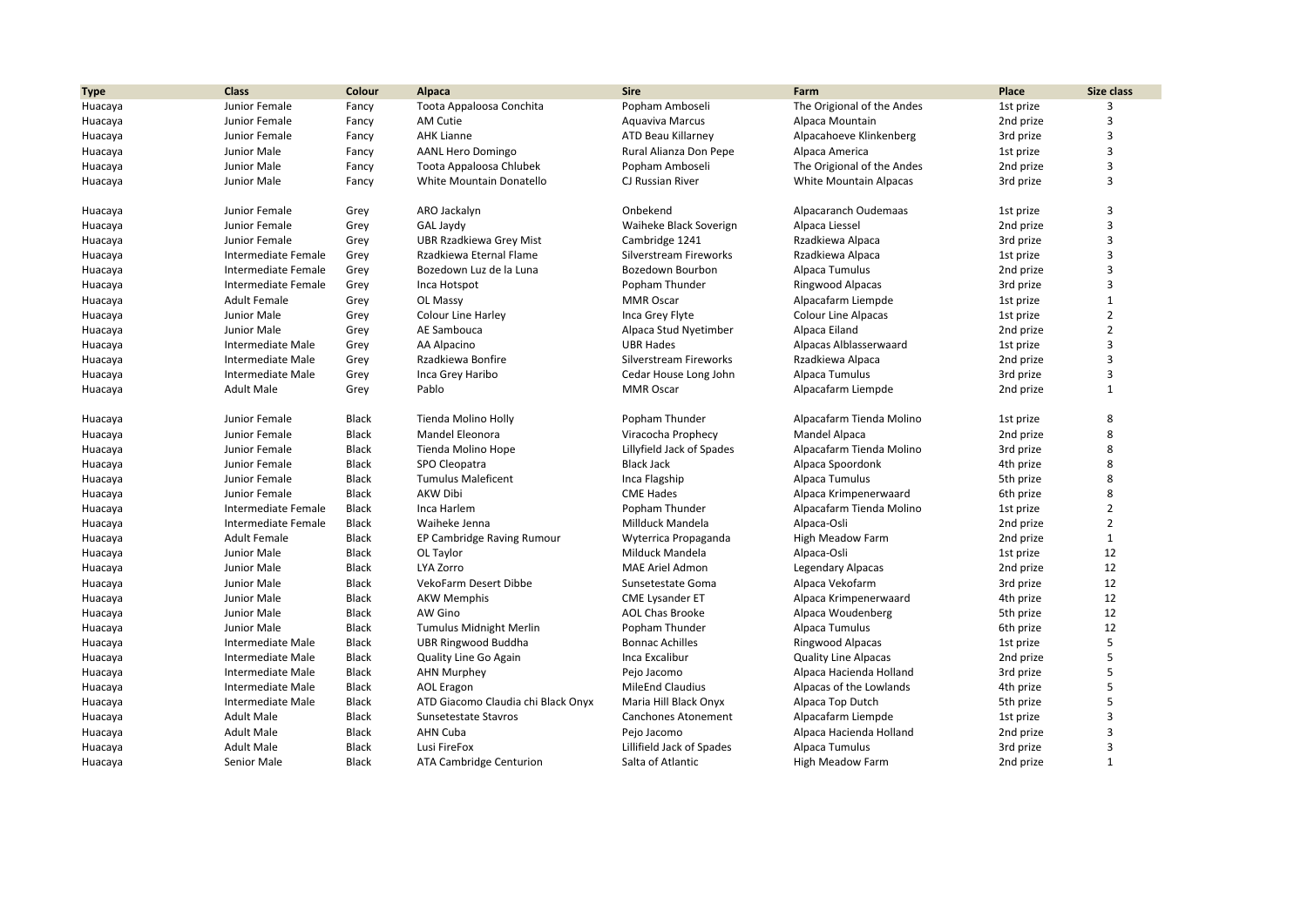| Type | Class | Colour | Alpaca | Sire | Farm | Place | Size class |
|---|---|---|---|---|---|---|---|
| Huacaya | Junior Female | Fancy | Toota Appaloosa Conchita | Popham Amboseli | The Origional of the Andes | 1st prize | 3 |
| Huacaya | Junior Female | Fancy | AM Cutie | Aquaviva Marcus | Alpaca Mountain | 2nd prize | 3 |
| Huacaya | Junior Female | Fancy | AHK Lianne | ATD Beau Killarney | Alpacahoeve Klinkenberg | 3rd prize | 3 |
| Huacaya | Junior Male | Fancy | AANL Hero Domingo | Rural Alianza Don Pepe | Alpaca America | 1st prize | 3 |
| Huacaya | Junior Male | Fancy | Toota Appaloosa Chlubek | Popham Amboseli | The Origional of the Andes | 2nd prize | 3 |
| Huacaya | Junior Male | Fancy | White Mountain Donatello | CJ Russian River | White Mountain Alpacas | 3rd prize | 3 |
| | | | | | | | |
| Huacaya | Junior Female | Grey | ARO Jackalyn | Onbekend | Alpacaranch Oudemaas | 1st prize | 3 |
| Huacaya | Junior Female | Grey | GAL Jaydy | Waiheke Black Soverign | Alpaca Liessel | 2nd prize | 3 |
| Huacaya | Junior Female | Grey | UBR Rzadkiewa Grey Mist | Cambridge 1241 | Rzadkiewa Alpaca | 3rd prize | 3 |
| Huacaya | Intermediate Female | Grey | Rzadkiewa Eternal Flame | Silverstream Fireworks | Rzadkiewa Alpaca | 1st prize | 3 |
| Huacaya | Intermediate Female | Grey | Bozedown Luz de la Luna | Bozedown Bourbon | Alpaca Tumulus | 2nd prize | 3 |
| Huacaya | Intermediate Female | Grey | Inca Hotspot | Popham Thunder | Ringwood Alpacas | 3rd prize | 3 |
| Huacaya | Adult Female | Grey | OL Massy | MMR Oscar | Alpacafarm Liempde | 1st prize | 1 |
| Huacaya | Junior Male | Grey | Colour Line Harley | Inca Grey Flyte | Colour Line Alpacas | 1st prize | 2 |
| Huacaya | Junior Male | Grey | AE Sambouca | Alpaca Stud Nyetimber | Alpaca Eiland | 2nd prize | 2 |
| Huacaya | Intermediate Male | Grey | AA Alpacino | UBR Hades | Alpacas Alblasserwaard | 1st prize | 3 |
| Huacaya | Intermediate Male | Grey | Rzadkiewa Bonfire | Silverstream Fireworks | Rzadkiewa Alpaca | 2nd prize | 3 |
| Huacaya | Intermediate Male | Grey | Inca Grey Haribo | Cedar House Long John | Alpaca Tumulus | 3rd prize | 3 |
| Huacaya | Adult Male | Grey | Pablo | MMR Oscar | Alpacafarm Liempde | 2nd prize | 1 |
| | | | | | | | |
| Huacaya | Junior Female | Black | Tienda Molino Holly | Popham Thunder | Alpacafarm Tienda Molino | 1st prize | 8 |
| Huacaya | Junior Female | Black | Mandel Eleonora | Viracocha Prophecy | Mandel Alpaca | 2nd prize | 8 |
| Huacaya | Junior Female | Black | Tienda Molino Hope | Lillyfield Jack of Spades | Alpacafarm Tienda Molino | 3rd prize | 8 |
| Huacaya | Junior Female | Black | SPO Cleopatra | Black Jack | Alpaca Spoordonk | 4th prize | 8 |
| Huacaya | Junior Female | Black | Tumulus Maleficent | Inca Flagship | Alpaca Tumulus | 5th prize | 8 |
| Huacaya | Junior Female | Black | AKW Dibi | CME Hades | Alpaca Krimpenerwaard | 6th prize | 8 |
| Huacaya | Intermediate Female | Black | Inca Harlem | Popham Thunder | Alpacafarm Tienda Molino | 1st prize | 2 |
| Huacaya | Intermediate Female | Black | Waiheke Jenna | Millduck Mandela | Alpaca-Osli | 2nd prize | 2 |
| Huacaya | Adult Female | Black | EP Cambridge Raving Rumour | Wyterrica Propaganda | High Meadow Farm | 2nd prize | 1 |
| Huacaya | Junior Male | Black | OL Taylor | Milduck Mandela | Alpaca-Osli | 1st prize | 12 |
| Huacaya | Junior Male | Black | LYA Zorro | MAE Ariel Admon | Legendary Alpacas | 2nd prize | 12 |
| Huacaya | Junior Male | Black | VekoFarm Desert Dibbe | Sunsetestate Goma | Alpaca Vekofarm | 3rd prize | 12 |
| Huacaya | Junior Male | Black | AKW Memphis | CME Lysander ET | Alpaca Krimpenerwaard | 4th prize | 12 |
| Huacaya | Junior Male | Black | AW Gino | AOL Chas Brooke | Alpaca Woudenberg | 5th prize | 12 |
| Huacaya | Junior Male | Black | Tumulus Midnight Merlin | Popham Thunder | Alpaca Tumulus | 6th prize | 12 |
| Huacaya | Intermediate Male | Black | UBR Ringwood Buddha | Bonnac Achilles | Ringwood Alpacas | 1st prize | 5 |
| Huacaya | Intermediate Male | Black | Quality Line Go Again | Inca Excalibur | Quality Line Alpacas | 2nd prize | 5 |
| Huacaya | Intermediate Male | Black | AHN Murphey | Pejo Jacomo | Alpaca Hacienda Holland | 3rd prize | 5 |
| Huacaya | Intermediate Male | Black | AOL Eragon | MileEnd Claudius | Alpacas of the Lowlands | 4th prize | 5 |
| Huacaya | Intermediate Male | Black | ATD Giacomo Claudia chi Black Onyx | Maria Hill Black Onyx | Alpaca Top Dutch | 5th prize | 5 |
| Huacaya | Adult Male | Black | Sunsetestate Stavros | Canchones Atonement | Alpacafarm Liempde | 1st prize | 3 |
| Huacaya | Adult Male | Black | AHN Cuba | Pejo Jacomo | Alpaca Hacienda Holland | 2nd prize | 3 |
| Huacaya | Adult Male | Black | Lusi FireFox | Lillifield Jack of Spades | Alpaca Tumulus | 3rd prize | 3 |
| Huacaya | Senior Male | Black | ATA Cambridge Centurion | Salta of Atlantic | High Meadow Farm | 2nd prize | 1 |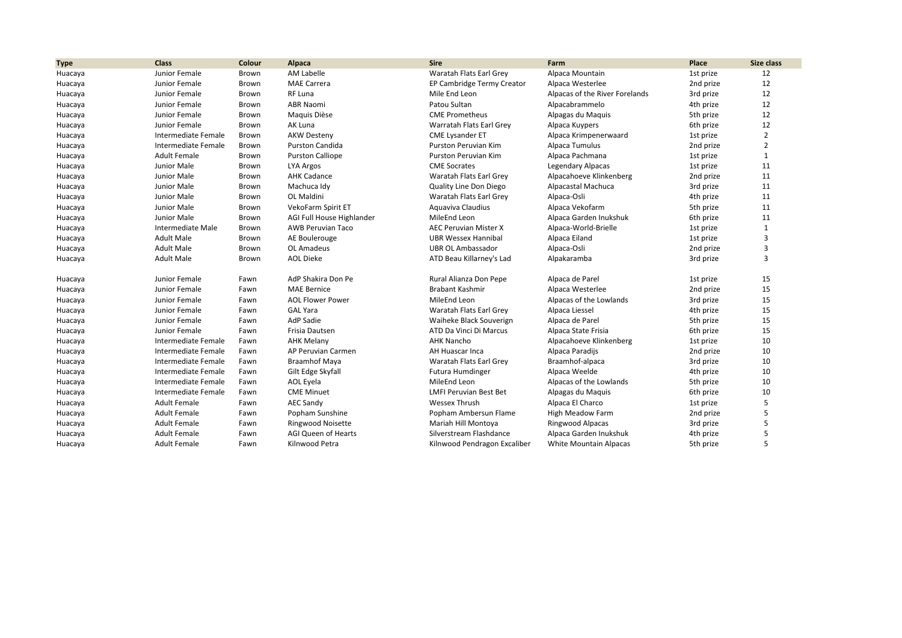| Type | Class | Colour | Alpaca | Sire | Farm | Place | Size class |
|---|---|---|---|---|---|---|---|
| Huacaya | Junior Female | Brown | AM Labelle | Waratah Flats Earl Grey | Alpaca Mountain | 1st prize | 12 |
| Huacaya | Junior Female | Brown | MAE Carrera | EP Cambridge Termy Creator | Alpaca Westerlee | 2nd prize | 12 |
| Huacaya | Junior Female | Brown | RF Luna | Mile End Leon | Alpacas of the River Forelands | 3rd prize | 12 |
| Huacaya | Junior Female | Brown | ABR Naomi | Patou Sultan | Alpacabrammelo | 4th prize | 12 |
| Huacaya | Junior Female | Brown | Maquis Dièse | CME Prometheus | Alpagas du Maquis | 5th prize | 12 |
| Huacaya | Junior Female | Brown | AK Luna | Warratah Flats Earl Grey | Alpaca Kuypers | 6th prize | 12 |
| Huacaya | Intermediate Female | Brown | AKW Desteny | CME Lysander ET | Alpaca Krimpenerwaard | 1st prize | 2 |
| Huacaya | Intermediate Female | Brown | Purston Candida | Purston Peruvian Kim | Alpaca Tumulus | 2nd prize | 2 |
| Huacaya | Adult Female | Brown | Purston Calliope | Purston Peruvian Kim | Alpaca Pachmana | 1st prize | 1 |
| Huacaya | Junior Male | Brown | LYA Argos | CME Socrates | Legendary Alpacas | 1st prize | 11 |
| Huacaya | Junior Male | Brown | AHK Cadance | Waratah Flats Earl Grey | Alpacahoeve Klinkenberg | 2nd prize | 11 |
| Huacaya | Junior Male | Brown | Machuca Idy | Quality Line Don Diego | Alpacastal Machuca | 3rd prize | 11 |
| Huacaya | Junior Male | Brown | OL Maldini | Waratah Flats Earl Grey | Alpaca-Osli | 4th prize | 11 |
| Huacaya | Junior Male | Brown | VekoFarm Spirit ET | Aquaviva Claudius | Alpaca Vekofarm | 5th prize | 11 |
| Huacaya | Junior Male | Brown | AGI Full House Highlander | MileEnd Leon | Alpaca Garden Inukshuk | 6th prize | 11 |
| Huacaya | Intermediate Male | Brown | AWB Peruvian Taco | AEC Peruvian Mister X | Alpaca-World-Brielle | 1st prize | 1 |
| Huacaya | Adult Male | Brown | AE Boulerouge | UBR Wessex Hannibal | Alpaca Eiland | 1st prize | 3 |
| Huacaya | Adult Male | Brown | OL Amadeus | UBR OL Ambassador | Alpaca-Osli | 2nd prize | 3 |
| Huacaya | Adult Male | Brown | AOL Dieke | ATD Beau Killarney's Lad | Alpakaramba | 3rd prize | 3 |
| | | | | | | | |
| Huacaya | Junior Female | Fawn | AdP Shakira Don Pe | Rural Alianza Don Pepe | Alpaca de Parel | 1st prize | 15 |
| Huacaya | Junior Female | Fawn | MAE Bernice | Brabant Kashmir | Alpaca Westerlee | 2nd prize | 15 |
| Huacaya | Junior Female | Fawn | AOL Flower Power | MileEnd Leon | Alpacas of the Lowlands | 3rd prize | 15 |
| Huacaya | Junior Female | Fawn | GAL Yara | Waratah Flats Earl Grey | Alpaca Liessel | 4th prize | 15 |
| Huacaya | Junior Female | Fawn | AdP Sadie | Waiheke Black Souverign | Alpaca de Parel | 5th prize | 15 |
| Huacaya | Junior Female | Fawn | Frisia Dautsen | ATD Da Vinci Di Marcus | Alpaca State Frisia | 6th prize | 15 |
| Huacaya | Intermediate Female | Fawn | AHK Melany | AHK Nancho | Alpacahoeve Klinkenberg | 1st prize | 10 |
| Huacaya | Intermediate Female | Fawn | AP Peruvian Carmen | AH Huascar Inca | Alpaca Paradijs | 2nd prize | 10 |
| Huacaya | Intermediate Female | Fawn | Braamhof Maya | Waratah Flats Earl Grey | Braamhof-alpaca | 3rd prize | 10 |
| Huacaya | Intermediate Female | Fawn | Gilt Edge Skyfall | Futura Humdinger | Alpaca Weelde | 4th prize | 10 |
| Huacaya | Intermediate Female | Fawn | AOL Eyela | MileEnd Leon | Alpacas of the Lowlands | 5th prize | 10 |
| Huacaya | Intermediate Female | Fawn | CME Minuet | LMFI Peruvian Best Bet | Alpagas du Maquis | 6th prize | 10 |
| Huacaya | Adult Female | Fawn | AEC Sandy | Wessex Thrush | Alpaca El Charco | 1st prize | 5 |
| Huacaya | Adult Female | Fawn | Popham Sunshine | Popham Ambersun Flame | High Meadow Farm | 2nd prize | 5 |
| Huacaya | Adult Female | Fawn | Ringwood Noisette | Mariah Hill Montoya | Ringwood Alpacas | 3rd prize | 5 |
| Huacaya | Adult Female | Fawn | AGI Queen of Hearts | Silverstream Flashdance | Alpaca Garden Inukshuk | 4th prize | 5 |
| Huacaya | Adult Female | Fawn | Kilnwood Petra | Kilnwood Pendragon Excaliber | White Mountain Alpacas | 5th prize | 5 |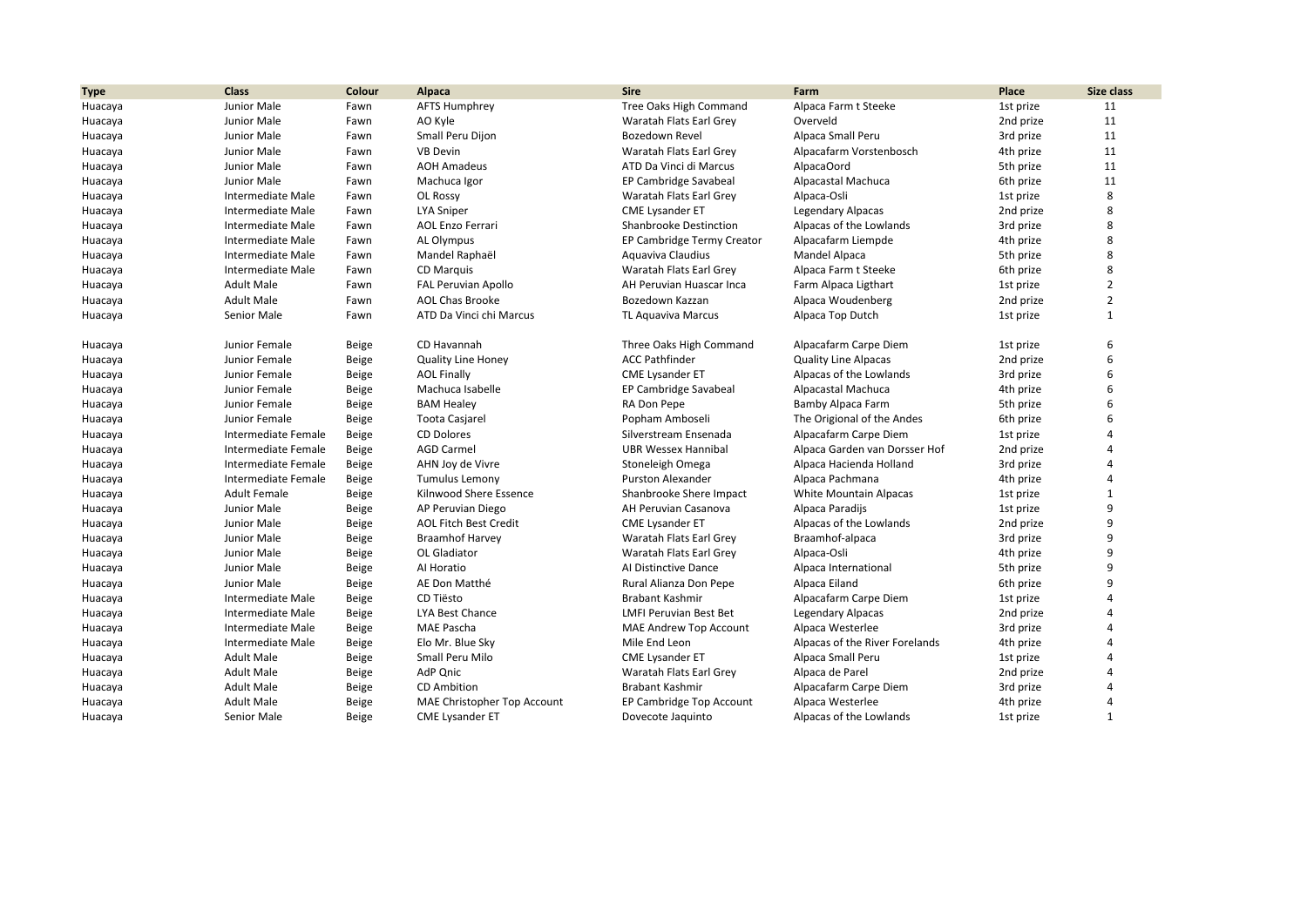| Type | Class | Colour | Alpaca | Sire | Farm | Place | Size class |
|---|---|---|---|---|---|---|---|
| Huacaya | Junior Male | Fawn | AFTS Humphrey | Tree Oaks High Command | Alpaca Farm t Steeke | 1st prize | 11 |
| Huacaya | Junior Male | Fawn | AO Kyle | Waratah Flats Earl Grey | Overveld | 2nd prize | 11 |
| Huacaya | Junior Male | Fawn | Small Peru Dijon | Bozedown Revel | Alpaca Small Peru | 3rd prize | 11 |
| Huacaya | Junior Male | Fawn | VB Devin | Waratah Flats Earl Grey | Alpacafarm Vorstenbosch | 4th prize | 11 |
| Huacaya | Junior Male | Fawn | AOH Amadeus | ATD Da Vinci di Marcus | AlpacaOord | 5th prize | 11 |
| Huacaya | Junior Male | Fawn | Machuca Igor | EP Cambridge Savabeal | Alpacastal Machuca | 6th prize | 11 |
| Huacaya | Intermediate Male | Fawn | OL Rossy | Waratah Flats Earl Grey | Alpaca-Osli | 1st prize | 8 |
| Huacaya | Intermediate Male | Fawn | LYA Sniper | CME Lysander ET | Legendary Alpacas | 2nd prize | 8 |
| Huacaya | Intermediate Male | Fawn | AOL Enzo Ferrari | Shanbrooke Destinction | Alpacas of the Lowlands | 3rd prize | 8 |
| Huacaya | Intermediate Male | Fawn | AL Olympus | EP Cambridge Termy Creator | Alpacafarm Liempde | 4th prize | 8 |
| Huacaya | Intermediate Male | Fawn | Mandel Raphaël | Aquaviva Claudius | Mandel Alpaca | 5th prize | 8 |
| Huacaya | Intermediate Male | Fawn | CD Marquis | Waratah Flats Earl Grey | Alpaca Farm t Steeke | 6th prize | 8 |
| Huacaya | Adult Male | Fawn | FAL Peruvian Apollo | AH Peruvian Huascar Inca | Farm Alpaca Ligthart | 1st prize | 2 |
| Huacaya | Adult Male | Fawn | AOL Chas Brooke | Bozedown Kazzan | Alpaca Woudenberg | 2nd prize | 2 |
| Huacaya | Senior Male | Fawn | ATD Da Vinci chi Marcus | TL Aquaviva Marcus | Alpaca Top Dutch | 1st prize | 1 |
| | | | | | | | |
| Huacaya | Junior Female | Beige | CD Havannah | Three Oaks High Command | Alpacafarm Carpe Diem | 1st prize | 6 |
| Huacaya | Junior Female | Beige | Quality Line Honey | ACC Pathfinder | Quality Line Alpacas | 2nd prize | 6 |
| Huacaya | Junior Female | Beige | AOL Finally | CME Lysander ET | Alpacas of the Lowlands | 3rd prize | 6 |
| Huacaya | Junior Female | Beige | Machuca Isabelle | EP Cambridge Savabeal | Alpacastal Machuca | 4th prize | 6 |
| Huacaya | Junior Female | Beige | BAM Healey | RA Don Pepe | Bamby Alpaca Farm | 5th prize | 6 |
| Huacaya | Junior Female | Beige | Toota Casjarel | Popham Amboseli | The Origional of the Andes | 6th prize | 6 |
| Huacaya | Intermediate Female | Beige | CD Dolores | Silverstream Ensenada | Alpacafarm Carpe Diem | 1st prize | 4 |
| Huacaya | Intermediate Female | Beige | AGD Carmel | UBR Wessex Hannibal | Alpaca Garden van Dorsser Hof | 2nd prize | 4 |
| Huacaya | Intermediate Female | Beige | AHN Joy de Vivre | Stoneleigh Omega | Alpaca Hacienda Holland | 3rd prize | 4 |
| Huacaya | Intermediate Female | Beige | Tumulus Lemony | Purston Alexander | Alpaca Pachmana | 4th prize | 4 |
| Huacaya | Adult Female | Beige | Kilnwood Shere Essence | Shanbrooke Shere Impact | White Mountain Alpacas | 1st prize | 1 |
| Huacaya | Junior Male | Beige | AP Peruvian Diego | AH Peruvian Casanova | Alpaca Paradijs | 1st prize | 9 |
| Huacaya | Junior Male | Beige | AOL Fitch Best Credit | CME Lysander ET | Alpacas of the Lowlands | 2nd prize | 9 |
| Huacaya | Junior Male | Beige | Braamhof Harvey | Waratah Flats Earl Grey | Braamhof-alpaca | 3rd prize | 9 |
| Huacaya | Junior Male | Beige | OL Gladiator | Waratah Flats Earl Grey | Alpaca-Osli | 4th prize | 9 |
| Huacaya | Junior Male | Beige | AI Horatio | AI Distinctive Dance | Alpaca International | 5th prize | 9 |
| Huacaya | Junior Male | Beige | AE Don Matthé | Rural Alianza Don Pepe | Alpaca Eiland | 6th prize | 9 |
| Huacaya | Intermediate Male | Beige | CD Tiësto | Brabant Kashmir | Alpacafarm Carpe Diem | 1st prize | 4 |
| Huacaya | Intermediate Male | Beige | LYA Best Chance | LMFI Peruvian Best Bet | Legendary Alpacas | 2nd prize | 4 |
| Huacaya | Intermediate Male | Beige | MAE Pascha | MAE Andrew Top Account | Alpaca Westerlee | 3rd prize | 4 |
| Huacaya | Intermediate Male | Beige | Elo Mr. Blue Sky | Mile End Leon | Alpacas of the River Forelands | 4th prize | 4 |
| Huacaya | Adult Male | Beige | Small Peru Milo | CME Lysander ET | Alpaca Small Peru | 1st prize | 4 |
| Huacaya | Adult Male | Beige | AdP Qnic | Waratah Flats Earl Grey | Alpaca de Parel | 2nd prize | 4 |
| Huacaya | Adult Male | Beige | CD Ambition | Brabant Kashmir | Alpacafarm Carpe Diem | 3rd prize | 4 |
| Huacaya | Adult Male | Beige | MAE Christopher Top Account | EP Cambridge Top Account | Alpaca Westerlee | 4th prize | 4 |
| Huacaya | Senior Male | Beige | CME Lysander ET | Dovecote Jaquinto | Alpacas of the Lowlands | 1st prize | 1 |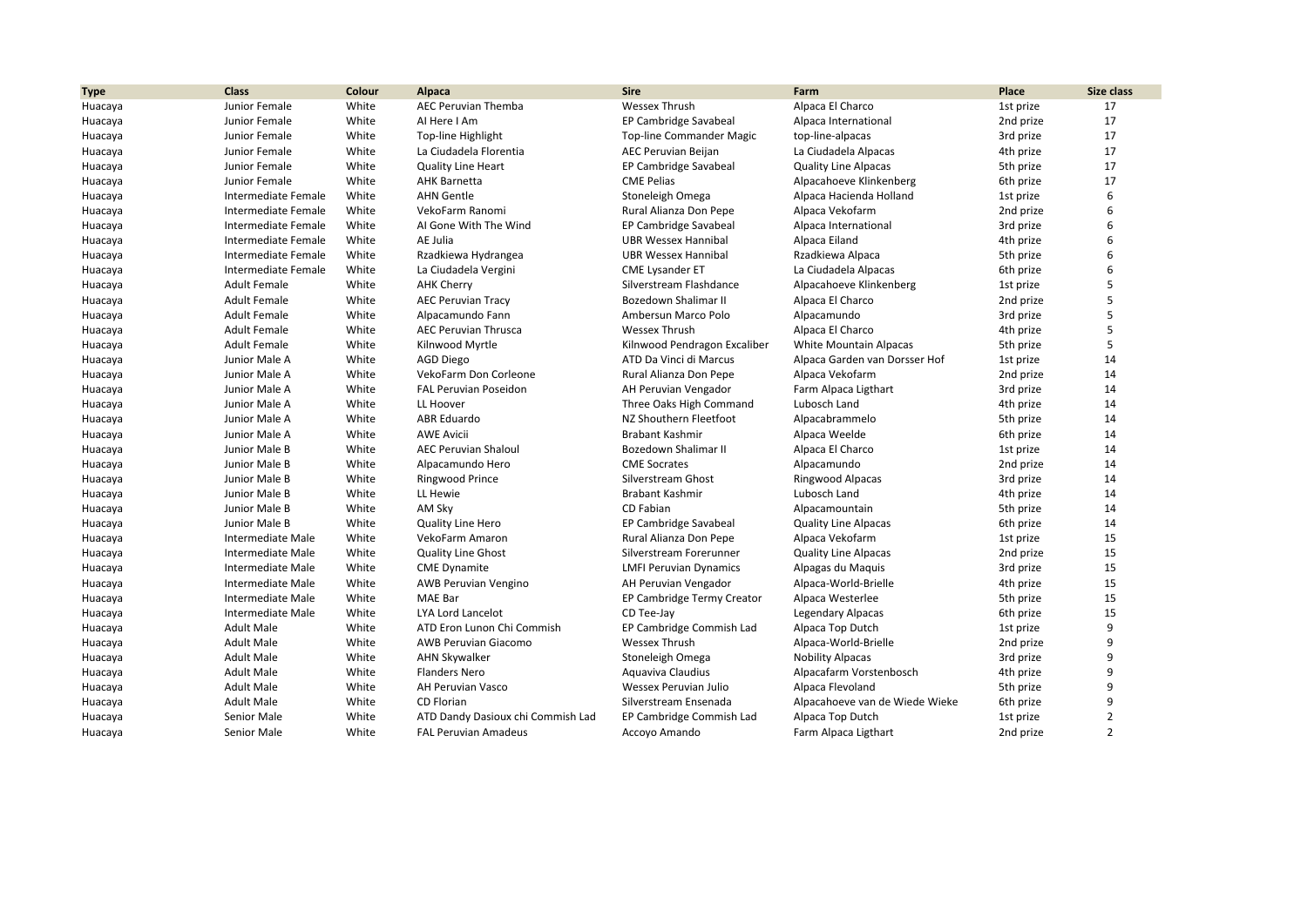| Type | Class | Colour | Alpaca | Sire | Farm | Place | Size class |
|---|---|---|---|---|---|---|---|
| Huacaya | Junior Female | White | AEC Peruvian Themba | Wessex Thrush | Alpaca El Charco | 1st prize | 17 |
| Huacaya | Junior Female | White | AI Here I Am | EP Cambridge Savabeal | Alpaca International | 2nd prize | 17 |
| Huacaya | Junior Female | White | Top-line Highlight | Top-line Commander Magic | top-line-alpacas | 3rd prize | 17 |
| Huacaya | Junior Female | White | La Ciudadela Florentia | AEC Peruvian Beijan | La Ciudadela Alpacas | 4th prize | 17 |
| Huacaya | Junior Female | White | Quality Line Heart | EP Cambridge Savabeal | Quality Line Alpacas | 5th prize | 17 |
| Huacaya | Junior Female | White | AHK Barnetta | CME Pelias | Alpacahoeve Klinkenberg | 6th prize | 17 |
| Huacaya | Intermediate Female | White | AHN Gentle | Stoneleigh Omega | Alpaca Hacienda Holland | 1st prize | 6 |
| Huacaya | Intermediate Female | White | VekoFarm Ranomi | Rural Alianza Don Pepe | Alpaca Vekofarm | 2nd prize | 6 |
| Huacaya | Intermediate Female | White | AI Gone With The Wind | EP Cambridge Savabeal | Alpaca International | 3rd prize | 6 |
| Huacaya | Intermediate Female | White | AE Julia | UBR Wessex Hannibal | Alpaca Eiland | 4th prize | 6 |
| Huacaya | Intermediate Female | White | Rzadkiewa Hydrangea | UBR Wessex Hannibal | Rzadkiewa Alpaca | 5th prize | 6 |
| Huacaya | Intermediate Female | White | La Ciudadela Vergini | CME Lysander ET | La Ciudadela Alpacas | 6th prize | 6 |
| Huacaya | Adult Female | White | AHK Cherry | Silverstream Flashdance | Alpacahoeve Klinkenberg | 1st prize | 5 |
| Huacaya | Adult Female | White | AEC Peruvian Tracy | Bozedown Shalimar II | Alpaca El Charco | 2nd prize | 5 |
| Huacaya | Adult Female | White | Alpacamundo Fann | Ambersun Marco Polo | Alpacamundo | 3rd prize | 5 |
| Huacaya | Adult Female | White | AEC Peruvian Thrusca | Wessex Thrush | Alpaca El Charco | 4th prize | 5 |
| Huacaya | Adult Female | White | Kilnwood Myrtle | Kilnwood Pendragon Excaliber | White Mountain Alpacas | 5th prize | 5 |
| Huacaya | Junior Male A | White | AGD Diego | ATD Da Vinci di Marcus | Alpaca Garden van Dorsser Hof | 1st prize | 14 |
| Huacaya | Junior Male A | White | VekoFarm Don Corleone | Rural Alianza Don Pepe | Alpaca Vekofarm | 2nd prize | 14 |
| Huacaya | Junior Male A | White | FAL Peruvian Poseidon | AH Peruvian Vengador | Farm Alpaca Ligthart | 3rd prize | 14 |
| Huacaya | Junior Male A | White | LL Hoover | Three Oaks High Command | Lubosch Land | 4th prize | 14 |
| Huacaya | Junior Male A | White | ABR Eduardo | NZ Shouthern Fleetfoot | Alpacabrammelo | 5th prize | 14 |
| Huacaya | Junior Male A | White | AWE Avicii | Brabant Kashmir | Alpaca Weelde | 6th prize | 14 |
| Huacaya | Junior Male B | White | AEC Peruvian Shaloul | Bozedown Shalimar II | Alpaca El Charco | 1st prize | 14 |
| Huacaya | Junior Male B | White | Alpacamundo Hero | CME Socrates | Alpacamundo | 2nd prize | 14 |
| Huacaya | Junior Male B | White | Ringwood Prince | Silverstream Ghost | Ringwood Alpacas | 3rd prize | 14 |
| Huacaya | Junior Male B | White | LL Hewie | Brabant Kashmir | Lubosch Land | 4th prize | 14 |
| Huacaya | Junior Male B | White | AM Sky | CD Fabian | Alpacamountain | 5th prize | 14 |
| Huacaya | Junior Male B | White | Quality Line Hero | EP Cambridge Savabeal | Quality Line Alpacas | 6th prize | 14 |
| Huacaya | Intermediate Male | White | VekoFarm Amaron | Rural Alianza Don Pepe | Alpaca Vekofarm | 1st prize | 15 |
| Huacaya | Intermediate Male | White | Quality Line Ghost | Silverstream Forerunner | Quality Line Alpacas | 2nd prize | 15 |
| Huacaya | Intermediate Male | White | CME Dynamite | LMFI Peruvian Dynamics | Alpagas du Maquis | 3rd prize | 15 |
| Huacaya | Intermediate Male | White | AWB Peruvian Vengino | AH Peruvian Vengador | Alpaca-World-Brielle | 4th prize | 15 |
| Huacaya | Intermediate Male | White | MAE Bar | EP Cambridge Termy Creator | Alpaca Westerlee | 5th prize | 15 |
| Huacaya | Intermediate Male | White | LYA Lord Lancelot | CD Tee-Jay | Legendary Alpacas | 6th prize | 15 |
| Huacaya | Adult Male | White | ATD Eron Lunon Chi Commish | EP Cambridge Commish Lad | Alpaca Top Dutch | 1st prize | 9 |
| Huacaya | Adult Male | White | AWB Peruvian Giacomo | Wessex Thrush | Alpaca-World-Brielle | 2nd prize | 9 |
| Huacaya | Adult Male | White | AHN Skywalker | Stoneleigh Omega | Nobility Alpacas | 3rd prize | 9 |
| Huacaya | Adult Male | White | Flanders Nero | Aquaviva Claudius | Alpacafarm Vorstenbosch | 4th prize | 9 |
| Huacaya | Adult Male | White | AH Peruvian Vasco | Wessex Peruvian Julio | Alpaca Flevoland | 5th prize | 9 |
| Huacaya | Adult Male | White | CD Florian | Silverstream Ensenada | Alpacahoeve van de Wiede Wieke | 6th prize | 9 |
| Huacaya | Senior Male | White | ATD Dandy Dasioux chi Commish Lad | EP Cambridge Commish Lad | Alpaca Top Dutch | 1st prize | 2 |
| Huacaya | Senior Male | White | FAL Peruvian Amadeus | Accoyo Amando | Farm Alpaca Ligthart | 2nd prize | 2 |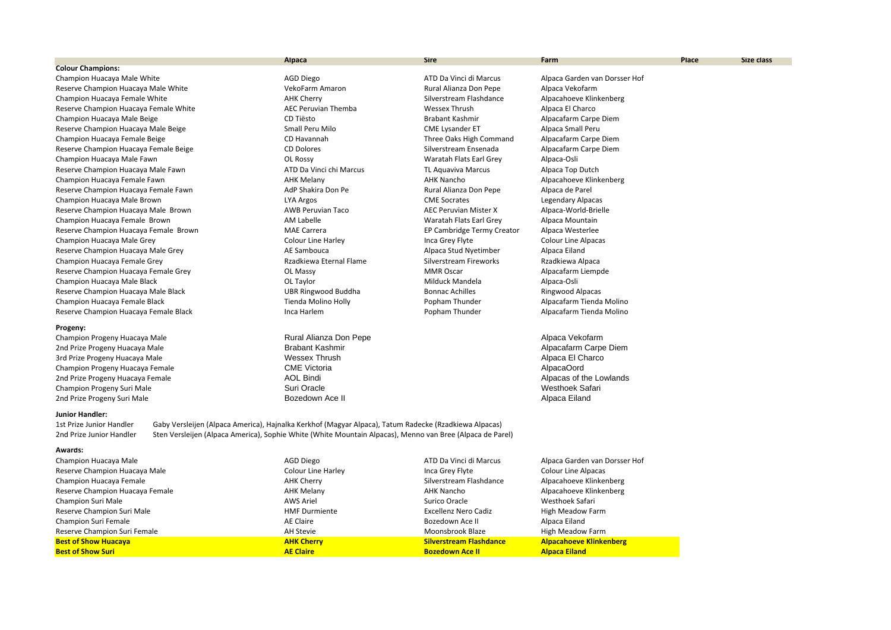| | Alpaca | Sire | Farm | Place | Size class |
|---|---|---|---|---|---|
| **Colour Champions:** | | | | | |
| Champion Huacaya Male White | AGD Diego | ATD Da Vinci di Marcus | Alpaca Garden van Dorsser Hof | | |
| Reserve Champion Huacaya Male White | VekoFarm Amaron | Rural Alianza Don Pepe | Alpaca Vekofarm | | |
| Champion Huacaya Female White | AHK Cherry | Silverstream Flashdance | Alpacahoeve Klinkenberg | | |
| Reserve Champion Huacaya Female White | AEC Peruvian Themba | Wessex Thrush | Alpaca El Charco | | |
| Champion Huacaya Male Beige | CD Tiësto | Brabant Kashmir | Alpacafarm Carpe Diem | | |
| Reserve Champion Huacaya Male Beige | Small Peru Milo | CME Lysander ET | Alpaca Small Peru | | |
| Champion Huacaya Female Beige | CD Havannah | Three Oaks High Command | Alpacafarm Carpe Diem | | |
| Reserve Champion Huacaya Female Beige | CD Dolores | Silverstream Ensenada | Alpacafarm Carpe Diem | | |
| Champion Huacaya Male Fawn | OL Rossy | Waratah Flats Earl Grey | Alpaca-Osli | | |
| Reserve Champion Huacaya Male Fawn | ATD Da Vinci chi Marcus | TL Aquaviva Marcus | Alpaca Top Dutch | | |
| Champion Huacaya Female Fawn | AHK Melany | AHK Nancho | Alpacahoeve Klinkenberg | | |
| Reserve Champion Huacaya Female Fawn | AdP Shakira Don Pe | Rural Alianza Don Pepe | Alpaca de Parel | | |
| Champion Huacaya Male Brown | LYA Argos | CME Socrates | Legendary Alpacas | | |
| Reserve Champion Huacaya Male Brown | AWB Peruvian Taco | AEC Peruvian Mister X | Alpaca-World-Brielle | | |
| Champion Huacaya Female Brown | AM Labelle | Waratah Flats Earl Grey | Alpaca Mountain | | |
| Reserve Champion Huacaya Female Brown | MAE Carrera | EP Cambridge Termy Creator | Alpaca Westerlee | | |
| Champion Huacaya Male Grey | Colour Line Harley | Inca Grey Flyte | Colour Line Alpacas | | |
| Reserve Champion Huacaya Male Grey | AE Sambouca | Alpaca Stud Nyetimber | Alpaca Eiland | | |
| Champion Huacaya Female Grey | Rzadkiewa Eternal Flame | Silverstream Fireworks | Rzadkiewa Alpaca | | |
| Reserve Champion Huacaya Female Grey | OL Massy | MMR Oscar | Alpacafarm Liempde | | |
| Champion Huacaya Male Black | OL Taylor | Milduck Mandela | Alpaca-Osli | | |
| Reserve Champion Huacaya Male Black | UBR Ringwood Buddha | Bonnac Achilles | Ringwood Alpacas | | |
| Champion Huacaya Female Black | Tienda Molino Holly | Popham Thunder | Alpacafarm Tienda Molino | | |
| Reserve Champion Huacaya Female Black | Inca Harlem | Popham Thunder | Alpacafarm Tienda Molino | | |
| **Progeny:** | | | | | |
| Champion Progeny Huacaya Male | Rural Alianza Don Pepe | | Alpaca Vekofarm | | |
| 2nd Prize Progeny Huacaya Male | Brabant Kashmir | | Alpacafarm Carpe Diem | | |
| 3rd Prize Progeny Huacaya Male | Wessex Thrush | | Alpaca El Charco | | |
| Champion Progeny Huacaya Female | CME Victoria | | AlpacaOord | | |
| 2nd Prize Progeny Huacaya Female | AOL Bindi | | Alpacas of the Lowlands | | |
| Champion Progeny Suri Male | Suri Oracle | | Westhoek Safari | | |
| 2nd Prize Progeny Suri Male | Bozedown Ace II | | Alpaca Eiland | | |

**Junior Handler:**

1st Prize Junior Handler — Gaby Versleijen (Alpaca America), Hajnalka Kerkhof (Magyar Alpaca), Tatum Radecke (Rzadkiewa Alpacas)

2nd Prize Junior Handler — Sten Versleijen (Alpaca America), Sophie White (White Mountain Alpacas), Menno van Bree (Alpaca de Parel)

| | Alpaca | Sire | Farm |
|---|---|---|---|
| **Awards:** | | | |
| Champion Huacaya Male | AGD Diego | ATD Da Vinci di Marcus | Alpaca Garden van Dorsser Hof |
| Reserve Champion Huacaya Male | Colour Line Harley | Inca Grey Flyte | Colour Line Alpacas |
| Champion Huacaya Female | AHK Cherry | Silverstream Flashdance | Alpacahoeve Klinkenberg |
| Reserve Champion Huacaya Female | AHK Melany | AHK Nancho | Alpacahoeve Klinkenberg |
| Champion Suri Male | AWS Ariel | Surico Oracle | Westhoek Safari |
| Reserve Champion Suri Male | HMF Durmiente | Excellenz Nero Cadiz | High Meadow Farm |
| Champion Suri Female | AE Claire | Bozedown Ace II | Alpaca Eiland |
| Reserve Champion Suri Female | AH Stevie | Moonsbrook Blaze | High Meadow Farm |
| **Best of Show Huacaya** | **AHK Cherry** | **Silverstream Flashdance** | **Alpacahoeve Klinkenberg** |
| **Best of Show Suri** | **AE Claire** | **Bozedown Ace II** | **Alpaca Eiland** |